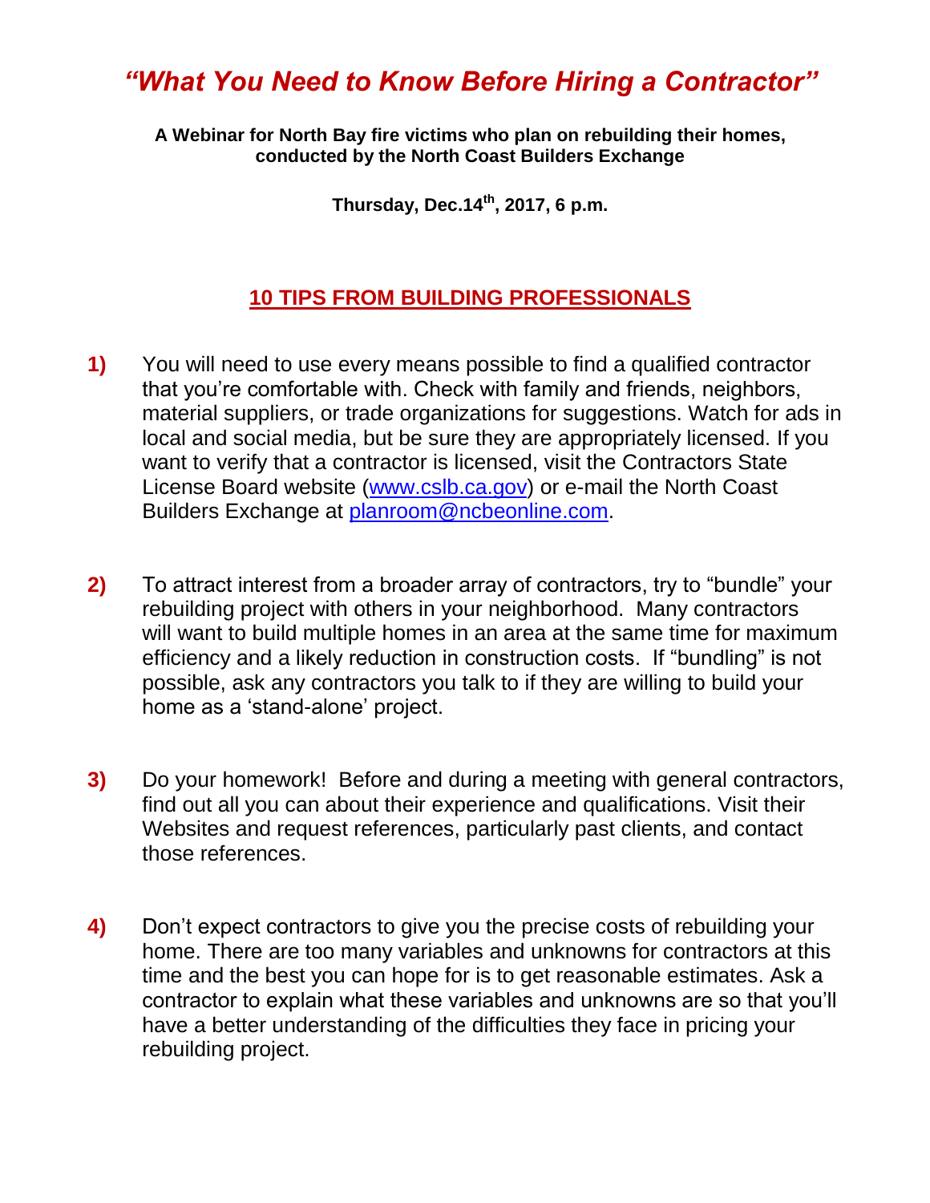# *"What You Need to Know Before Hiring a Contractor"*

**A Webinar for North Bay fire victims who plan on rebuilding their homes, conducted by the North Coast Builders Exchange**

**Thursday, Dec.14th, 2017, 6 p.m.**

## 10 TIPS FROM BUILDING PROFESSIONALS

**1)** You will need to use every means possible to find a qualified contractor that you're comfortable with. Check with family and friends, neighbors, material suppliers, or trade organizations for suggestions. Watch for ads in local and social media, but be sure they are appropriately licensed. If you want to verify that a contractor is licensed, visit the Contractors State License Board website (www.cslb.ca.gov) or e-mail the North Coast Builders Exchange at planroom@ncbeonline.com.

**2)** To attract interest from a broader array of contractors, try to "bundle" your rebuilding project with others in your neighborhood. Many contractors will want to build multiple homes in an area at the same time for maximum efficiency and a likely reduction in construction costs. If "bundling" is not possible, ask any contractors you talk to if they are willing to build your home as a 'stand-alone' project.

**3)** Do your homework! Before and during a meeting with general contractors, find out all you can about their experience and qualifications. Visit their Websites and request references, particularly past clients, and contact those references.

**4)** Don't expect contractors to give you the precise costs of rebuilding your home. There are too many variables and unknowns for contractors at this time and the best you can hope for is to get reasonable estimates. Ask a contractor to explain what these variables and unknowns are so that you'll have a better understanding of the difficulties they face in pricing your rebuilding project.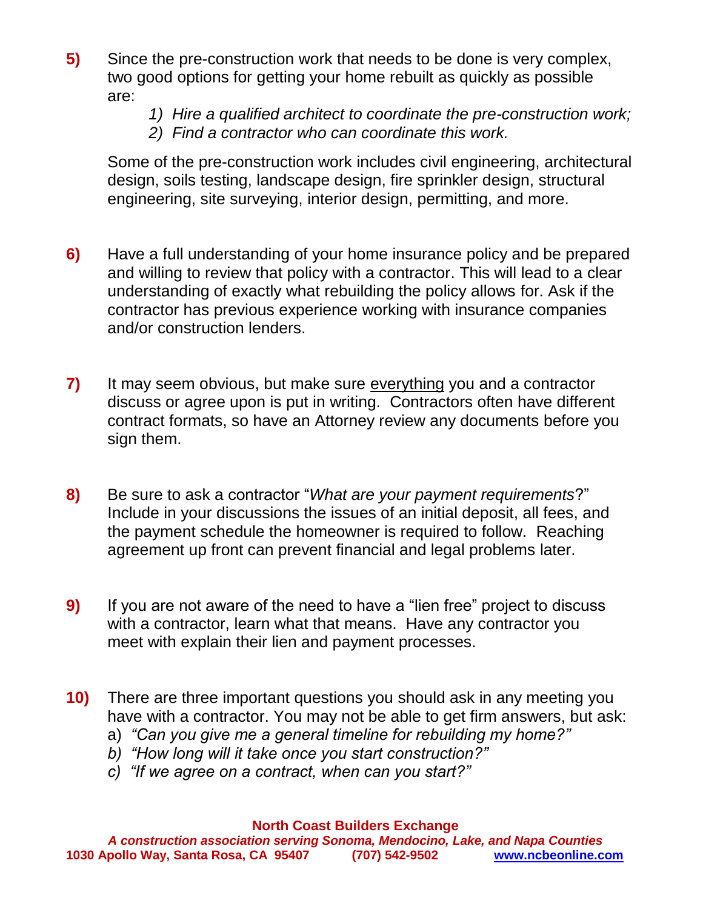**5)** Since the pre-construction work that needs to be done is very complex, two good options for getting your home rebuilt as quickly as possible are:

1) *Hire a qualified architect to coordinate the pre-construction work;*
2) *Find a contractor who can coordinate this work.*

Some of the pre-construction work includes civil engineering, architectural design, soils testing, landscape design, fire sprinkler design, structural engineering, site surveying, interior design, permitting, and more.

**6)** Have a full understanding of your home insurance policy and be prepared and willing to review that policy with a contractor. This will lead to a clear understanding of exactly what rebuilding the policy allows for. Ask if the contractor has previous experience working with insurance companies and/or construction lenders.

**7)** It may seem obvious, but make sure <u>everything</u> you and a contractor discuss or agree upon is put in writing. Contractors often have different contract formats, so have an Attorney review any documents before you sign them.

**8)** Be sure to ask a contractor "*What are your payment requirements*?" Include in your discussions the issues of an initial deposit, all fees, and the payment schedule the homeowner is required to follow. Reaching agreement up front can prevent financial and legal problems later.

**9)** If you are not aware of the need to have a "lien free" project to discuss with a contractor, learn what that means. Have any contractor you meet with explain their lien and payment processes.

**10)** There are three important questions you should ask in any meeting you have with a contractor. You may not be able to get firm answers, but ask:

a) *"Can you give me a general timeline for rebuilding my home?"*
b) *"How long will it take once you start construction?"*
c) *"If we agree on a contract, when can you start?"*

**North Coast Builders Exchange**
***A construction association serving Sonoma, Mendocino, Lake, and Napa Counties***
**1030 Apollo Way, Santa Rosa, CA 95407 (707) 542-9502 www.ncbeonline.com**